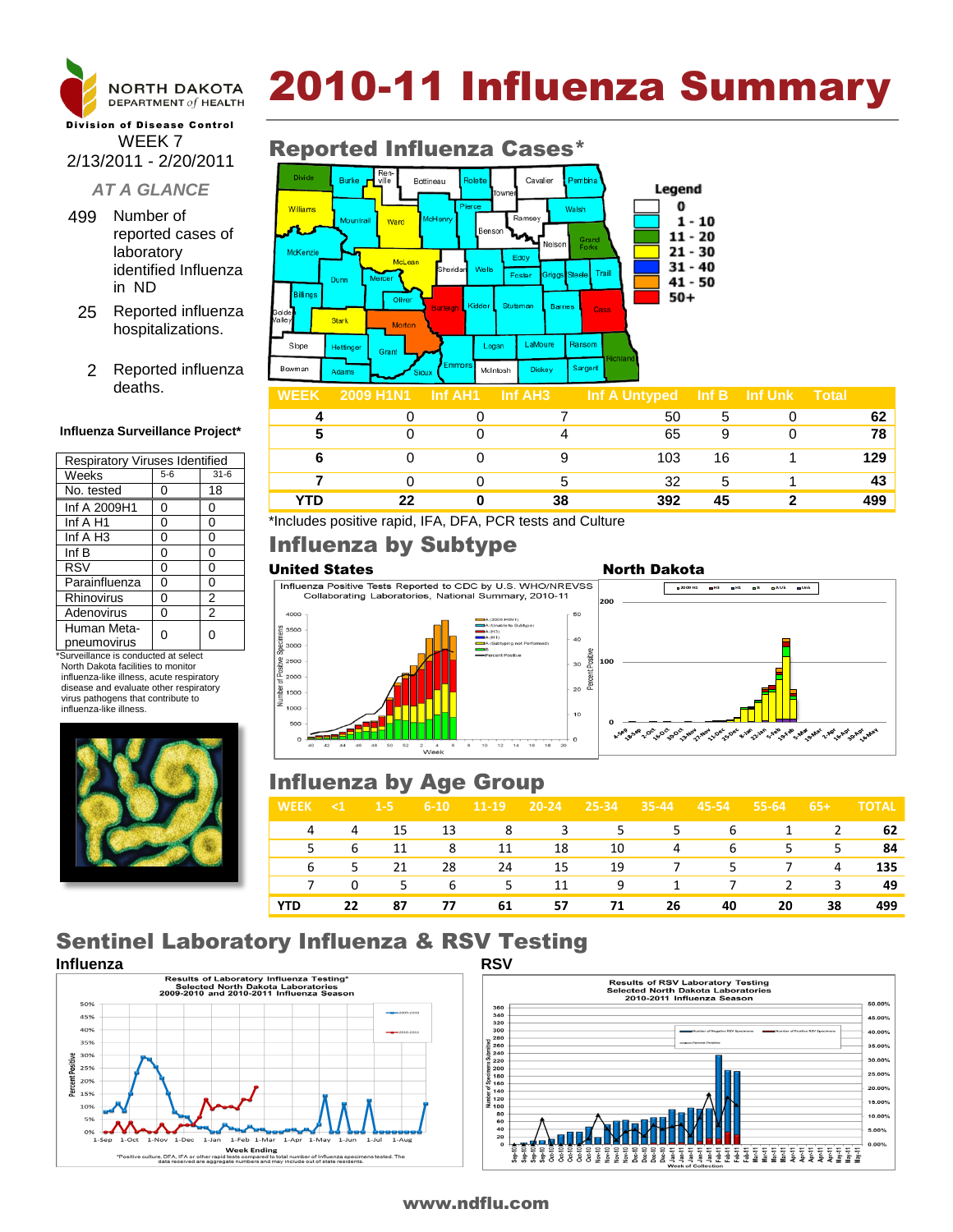# 2010-11 Influenza Summary

NORTH DAKOTA DEPARTMENT *of* HEALTH

**Division of Disease Control**

WEEK 7
2/13/2011 - 2/20/2011

*AT A GLANCE*

- 499 Number of reported cases of laboratory identified Influenza in ND
- 25 Reported influenza hospitalizations.
- 2 Reported influenza deaths.

**Influenza Surveillance Project***

| Respiratory Viruses Identified | | |
|---|---|---|
| Weeks | 5-6 | 31-6 |
| No. tested | 0 | 18 |
| Inf A 2009H1 | 0 | 0 |
| Inf A H1 | 0 | 0 |
| Inf A H3 | 0 | 0 |
| Inf B | 0 | 0 |
| RSV | 0 | 0 |
| Parainfluenza | 0 | 0 |
| Rhinovirus | 0 | 2 |
| Adenovirus | 0 | 2 |
| Human Meta-pneumovirus | 0 | 0 |

*Surveillance is conducted at select North Dakota facilities to monitor influenza-like illness, acute respiratory disease and evaluate other respiratory virus pathogens that contribute to influenza-like illness.

## Reported Influenza Cases*

Legend: 0; 1 - 10; 11 - 20; 21 - 30; 31 - 40; 41 - 50; 50+

| WEEK | 2009 H1N1 | Inf AH1 | Inf AH3 | Inf A Untyped | Inf B | Inf Unk | Total |
|---|---|---|---|---|---|---|---|
| 4 | 0 | 0 | 7 | 50 | 5 | 0 | **62** |
| 5 | 0 | 0 | 4 | 65 | 9 | 0 | **78** |
| 6 | 0 | 0 | 9 | 103 | 16 | 1 | **129** |
| 7 | 0 | 0 | 5 | 32 | 5 | 1 | **43** |
| **YTD** | **22** | **0** | **38** | **392** | **45** | **2** | **499** |

*Includes positive rapid, IFA, DFA, PCR tests and Culture

## Influenza by Subtype

**United States**

Influenza Positive Tests Reported to CDC by U.S. WHO/NREVSS Collaborating Laboratories, National Summary, 2010-11

**North Dakota**

## Influenza by Age Group

| WEEK | <1 | 1-5 | 6-10 | 11-19 | 20-24 | 25-34 | 35-44 | 45-54 | 55-64 | 65+ | TOTAL |
|---|---|---|---|---|---|---|---|---|---|---|---|
| 4 | 4 | 15 | 13 | 8 | 3 | 5 | 5 | 6 | 1 | 2 | **62** |
| 5 | 6 | 11 | 8 | 11 | 18 | 10 | 4 | 6 | 5 | 5 | **84** |
| 6 | 5 | 21 | 28 | 24 | 15 | 19 | 7 | 5 | 7 | 4 | **135** |
| 7 | 0 | 5 | 6 | 5 | 11 | 9 | 1 | 7 | 2 | 3 | **49** |
| **YTD** | **22** | **87** | **77** | **61** | **57** | **71** | **26** | **40** | **20** | **38** | **499** |

## Sentinel Laboratory Influenza & RSV Testing

**Influenza**

Results of Laboratory Influenza Testing* Selected North Dakota Laboratories 2009-2010 and 2010-2011 Influenza Season

*Positive culture, DFA, IFA or other rapid tests compared to total number of Influenza specimens tested. The data received are aggregate numbers and may include out of state residents.

**RSV**

Results of RSV Laboratory Testing Selected North Dakota Laboratories 2010-2011 Influenza Season

www.ndflu.com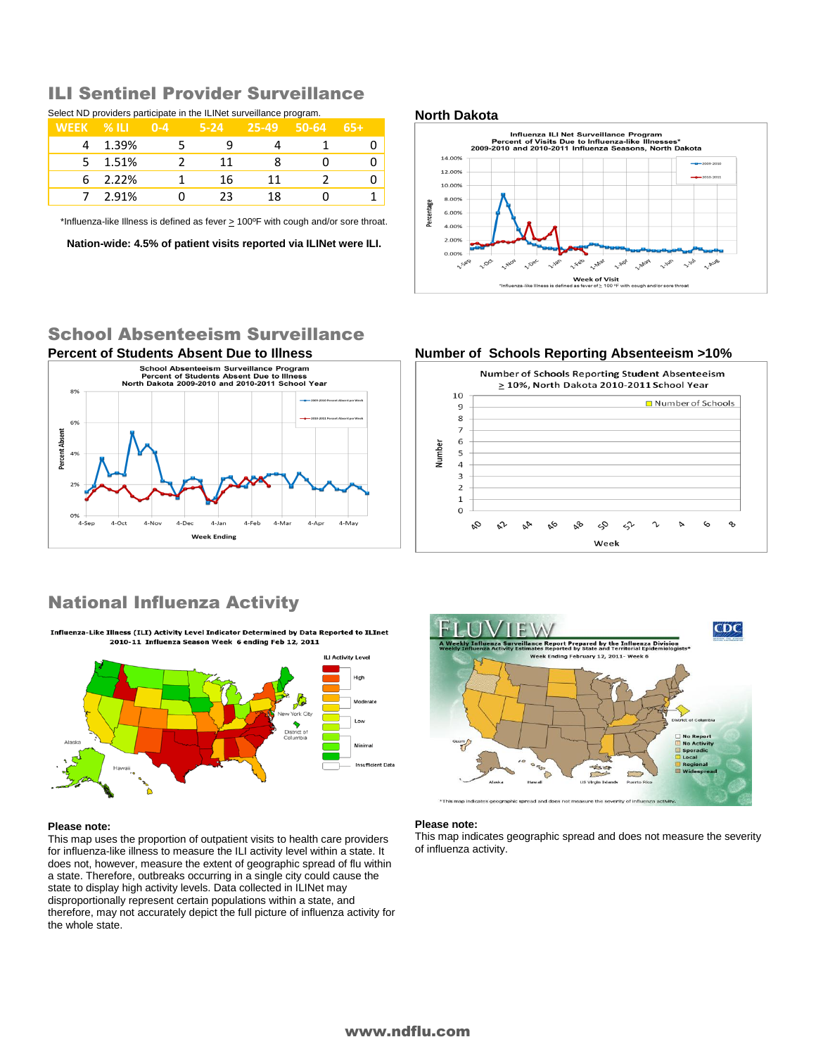## ILI Sentinel Provider Surveillance

Select ND providers participate in the ILINet surveillance program.

| WEEK | % ILI | 0-4 | 5-24 | 25-49 | 50-64 | 65+ |
|---|---|---|---|---|---|---|
| 4 | 1.39% | 5 | 9 | 4 | 1 | 0 |
| 5 | 1.51% | 2 | 11 | 8 | 0 | 0 |
| 6 | 2.22% | 1 | 16 | 11 | 2 | 0 |
| 7 | 2.91% | 0 | 23 | 18 | 0 | 1 |

*Influenza-like Illness is defined as fever ≥ 100ºF with cough and/or sore throat.

**Nation-wide: 4.5% of patient visits reported via ILINet were ILI.**

### North Dakota

Influenza ILI Net Surveillance Program
Percent of Visits Due to Influenza-like Illnesses*
2009-2010 and 2010-2011 Influenza Seasons, North Dakota

Percentage

14.00%
12.00%
10.00%
8.00%
6.00%
4.00%
2.00%
0.00%

2009-2010
2010-2011

1-Sep 1-Oct 1-Nov 1-Dec 1-Jan 1-Feb 1-Mar 1-Apr 1-May 1-Jun 1-Jul 1-Aug

Week of Visit

*Influenza-like illness is defined as fever of ≥ 100 °F with cough and/or sore throat

## School Absenteeism Surveillance

### Percent of Students Absent Due to Illness

School Absenteeism Surveillance Program
Percent of Students Absent Due to Illness
North Dakota 2009-2010 and 2010-2011 School Year

Percent Absent

8%
6%
4%
2%
0%

2009-2010 Percent Absent per Week
2010-2011 Percent Absent per Week

4-Sep 4-Oct 4-Nov 4-Dec 4-Jan 4-Feb 4-Mar 4-Apr 4-May

Week Ending

### Number of Schools Reporting Absenteeism >10%

Number of Schools Reporting Student Absenteeism
≥ 10%, North Dakota 2010-2011 School Year

Number

10
9
8
7
6
5
4
3
2
1
0

Number of Schools

40 42 44 46 48 50 52 2 4 6 8

Week

## National Influenza Activity

Influenza-Like Illness (ILI) Activity Level Indicator Determined by Data Reported to ILINet
2010-11 Influenza Season Week 6 ending Feb 12, 2011

ILI Activity Level

High
Moderate
Low
Minimal
Insufficient Data

New York City
District of Columbia
Alaska
Hawaii

FLUVIEW

CDC

A Weekly Influenza Surveillance Report Prepared by the Influenza Division
Weekly Influenza Activity Estimates Reported by State and Territorial Epidemiologists*
Week Ending February 12, 2011- Week 6

District of Columbia
Guam
Alaska
Hawaii
US Virgin Islands
Puerto Rico

No Report
No Activity
Sporadic
Local
Regional
Widespread

*This map indicates geographic spread and does not measure the severity of influenza activity.

**Please note:**
This map uses the proportion of outpatient visits to health care providers for influenza-like illness to measure the ILI activity level within a state. It does not, however, measure the extent of geographic spread of flu within a state. Therefore, outbreaks occurring in a single city could cause the state to display high activity levels. Data collected in ILINet may disproportionally represent certain populations within a state, and therefore, may not accurately depict the full picture of influenza activity for the whole state.

**Please note:**
This map indicates geographic spread and does not measure the severity of influenza activity.

www.ndflu.com